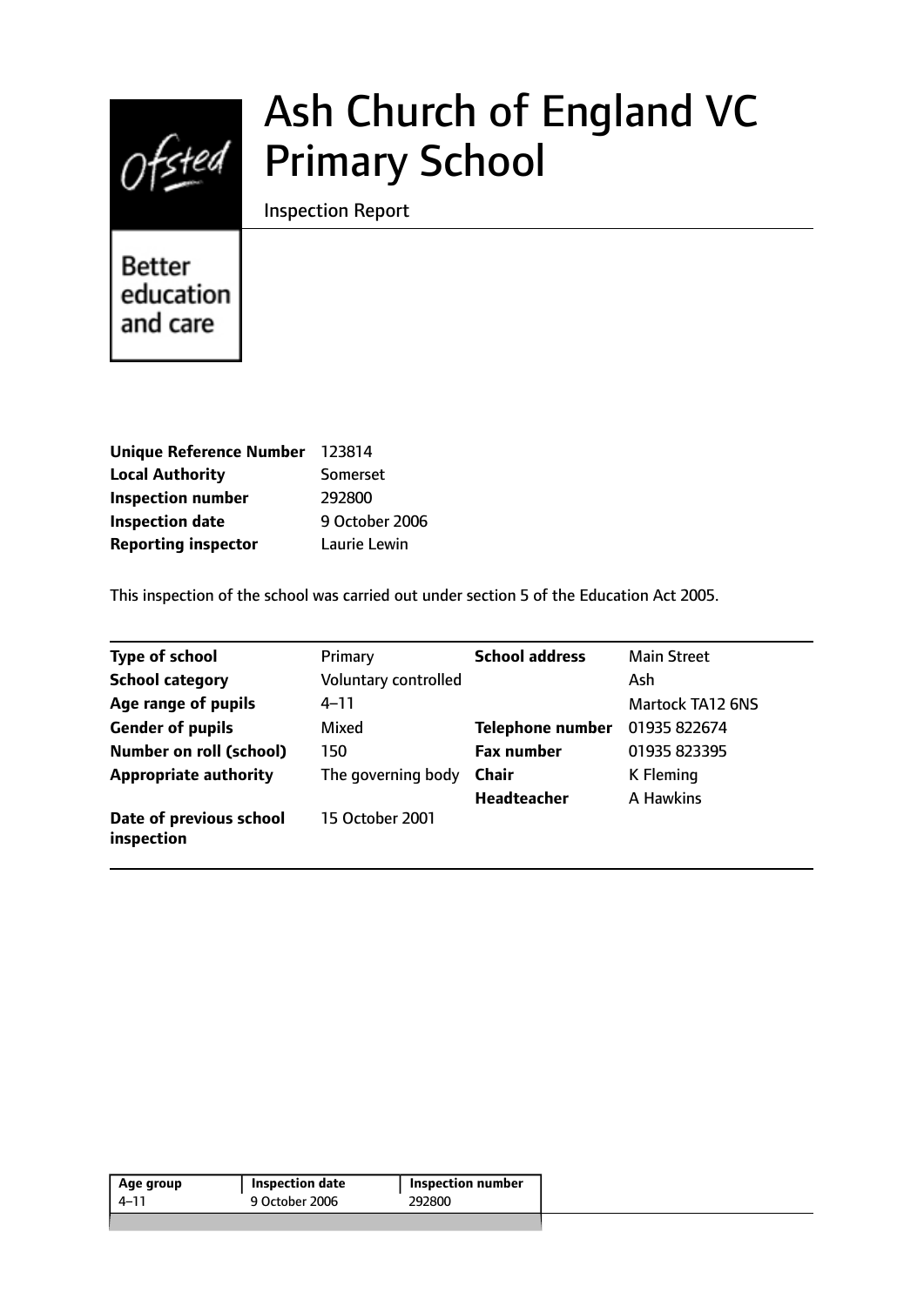# Ash Church of England VC Primary School

Inspection Report

Better education and care

| | |
|---|---|
| **Unique Reference Number** | 123814 |
| **Local Authority** | Somerset |
| **Inspection number** | 292800 |
| **Inspection date** | 9 October 2006 |
| **Reporting inspector** | Laurie Lewin |

This inspection of the school was carried out under section 5 of the Education Act 2005.

| | | | |
|---|---|---|---|
| **Type of school** | Primary | **School address** | Main Street |
| **School category** | Voluntary controlled | | Ash |
| **Age range of pupils** | 4–11 | | Martock TA12 6NS |
| **Gender of pupils** | Mixed | **Telephone number** | 01935 822674 |
| **Number on roll (school)** | 150 | **Fax number** | 01935 823395 |
| **Appropriate authority** | The governing body | **Chair** | K Fleming |
| | | **Headteacher** | A Hawkins |
| **Date of previous school inspection** | 15 October 2001 | | |

| Age group | Inspection date | Inspection number |
|---|---|---|
| 4–11 | 9 October 2006 | 292800 |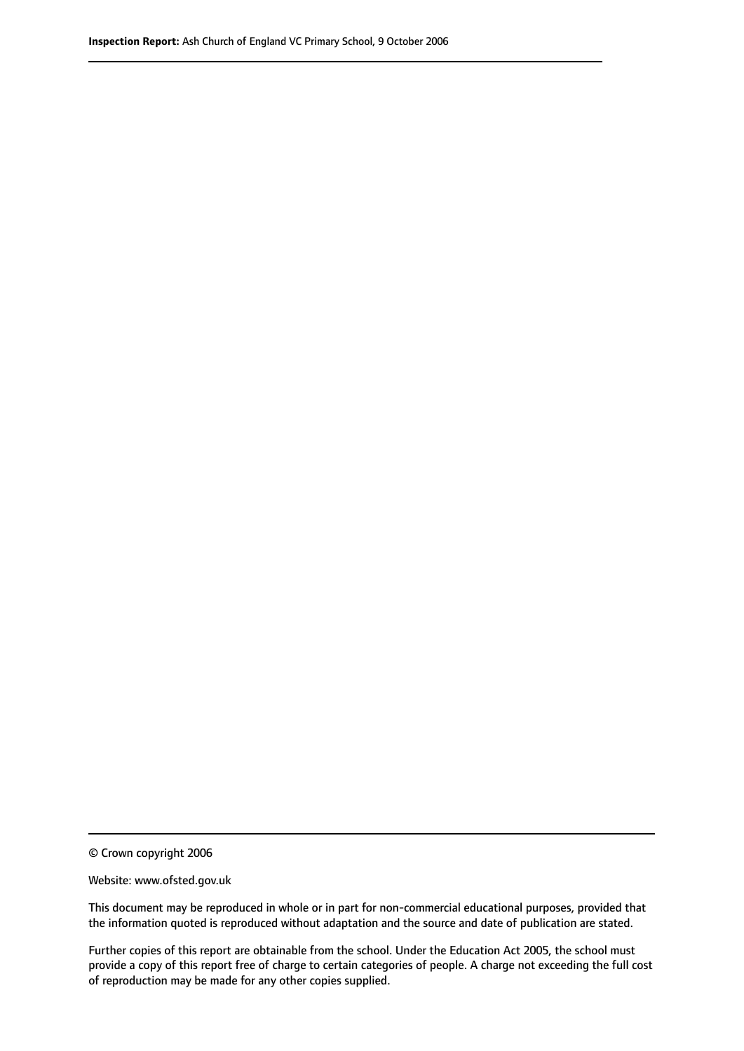© Crown copyright 2006

Website: www.ofsted.gov.uk

This document may be reproduced in whole or in part for non-commercial educational purposes, provided that the information quoted is reproduced without adaptation and the source and date of publication are stated.

Further copies of this report are obtainable from the school. Under the Education Act 2005, the school must provide a copy of this report free of charge to certain categories of people. A charge not exceeding the full cost of reproduction may be made for any other copies supplied.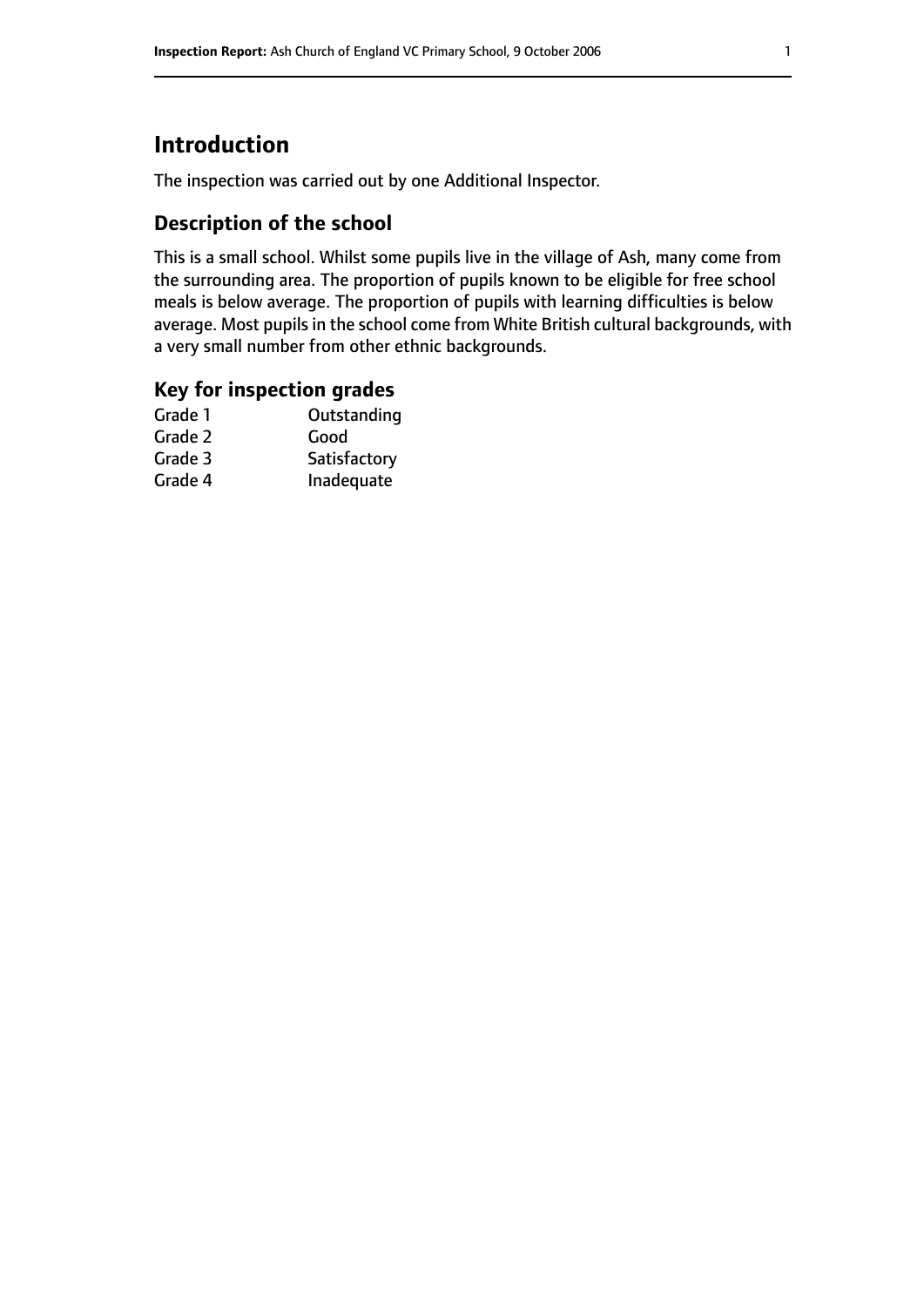## Introduction

The inspection was carried out by one Additional Inspector.

### Description of the school

This is a small school. Whilst some pupils live in the village of Ash, many come from the surrounding area. The proportion of pupils known to be eligible for free school meals is below average. The proportion of pupils with learning difficulties is below average. Most pupils in the school come from White British cultural backgrounds, with a very small number from other ethnic backgrounds.

### Key for inspection grades

| | |
|---|---|
| Grade 1 | Outstanding |
| Grade 2 | Good |
| Grade 3 | Satisfactory |
| Grade 4 | Inadequate |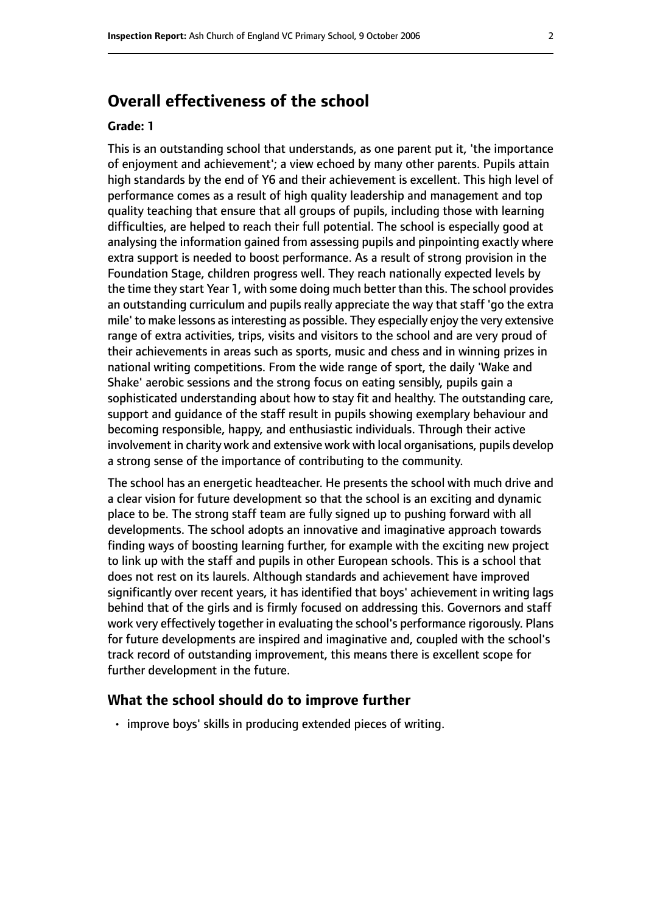## Overall effectiveness of the school

**Grade: 1**

This is an outstanding school that understands, as one parent put it, 'the importance of enjoyment and achievement'; a view echoed by many other parents. Pupils attain high standards by the end of Y6 and their achievement is excellent. This high level of performance comes as a result of high quality leadership and management and top quality teaching that ensure that all groups of pupils, including those with learning difficulties, are helped to reach their full potential. The school is especially good at analysing the information gained from assessing pupils and pinpointing exactly where extra support is needed to boost performance. As a result of strong provision in the Foundation Stage, children progress well. They reach nationally expected levels by the time they start Year 1, with some doing much better than this. The school provides an outstanding curriculum and pupils really appreciate the way that staff 'go the extra mile' to make lessons as interesting as possible. They especially enjoy the very extensive range of extra activities, trips, visits and visitors to the school and are very proud of their achievements in areas such as sports, music and chess and in winning prizes in national writing competitions. From the wide range of sport, the daily 'Wake and Shake' aerobic sessions and the strong focus on eating sensibly, pupils gain a sophisticated understanding about how to stay fit and healthy. The outstanding care, support and guidance of the staff result in pupils showing exemplary behaviour and becoming responsible, happy, and enthusiastic individuals. Through their active involvement in charity work and extensive work with local organisations, pupils develop a strong sense of the importance of contributing to the community.

The school has an energetic headteacher. He presents the school with much drive and a clear vision for future development so that the school is an exciting and dynamic place to be. The strong staff team are fully signed up to pushing forward with all developments. The school adopts an innovative and imaginative approach towards finding ways of boosting learning further, for example with the exciting new project to link up with the staff and pupils in other European schools. This is a school that does not rest on its laurels. Although standards and achievement have improved significantly over recent years, it has identified that boys' achievement in writing lags behind that of the girls and is firmly focused on addressing this. Governors and staff work very effectively together in evaluating the school's performance rigorously. Plans for future developments are inspired and imaginative and, coupled with the school's track record of outstanding improvement, this means there is excellent scope for further development in the future.

### What the school should do to improve further

- improve boys' skills in producing extended pieces of writing.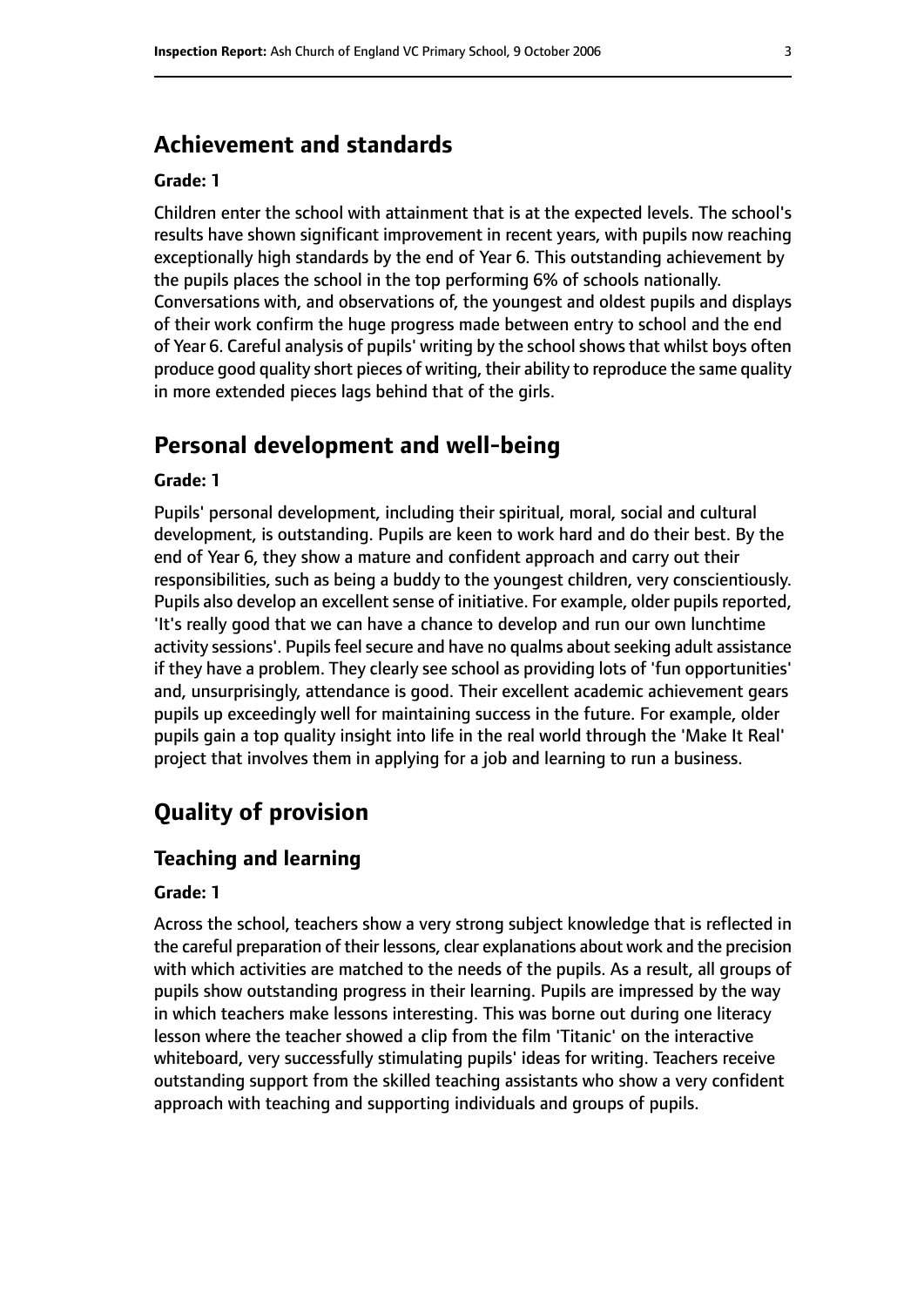## Achievement and standards

**Grade: 1**

Children enter the school with attainment that is at the expected levels. The school's results have shown significant improvement in recent years, with pupils now reaching exceptionally high standards by the end of Year 6. This outstanding achievement by the pupils places the school in the top performing 6% of schools nationally. Conversations with, and observations of, the youngest and oldest pupils and displays of their work confirm the huge progress made between entry to school and the end of Year 6. Careful analysis of pupils' writing by the school shows that whilst boys often produce good quality short pieces of writing, their ability to reproduce the same quality in more extended pieces lags behind that of the girls.

## Personal development and well-being

**Grade: 1**

Pupils' personal development, including their spiritual, moral, social and cultural development, is outstanding. Pupils are keen to work hard and do their best. By the end of Year 6, they show a mature and confident approach and carry out their responsibilities, such as being a buddy to the youngest children, very conscientiously. Pupils also develop an excellent sense of initiative. For example, older pupils reported, 'It's really good that we can have a chance to develop and run our own lunchtime activity sessions'. Pupils feel secure and have no qualms about seeking adult assistance if they have a problem. They clearly see school as providing lots of 'fun opportunities' and, unsurprisingly, attendance is good. Their excellent academic achievement gears pupils up exceedingly well for maintaining success in the future. For example, older pupils gain a top quality insight into life in the real world through the 'Make It Real' project that involves them in applying for a job and learning to run a business.

# Quality of provision

## Teaching and learning

**Grade: 1**

Across the school, teachers show a very strong subject knowledge that is reflected in the careful preparation of their lessons, clear explanations about work and the precision with which activities are matched to the needs of the pupils. As a result, all groups of pupils show outstanding progress in their learning. Pupils are impressed by the way in which teachers make lessons interesting. This was borne out during one literacy lesson where the teacher showed a clip from the film 'Titanic' on the interactive whiteboard, very successfully stimulating pupils' ideas for writing. Teachers receive outstanding support from the skilled teaching assistants who show a very confident approach with teaching and supporting individuals and groups of pupils.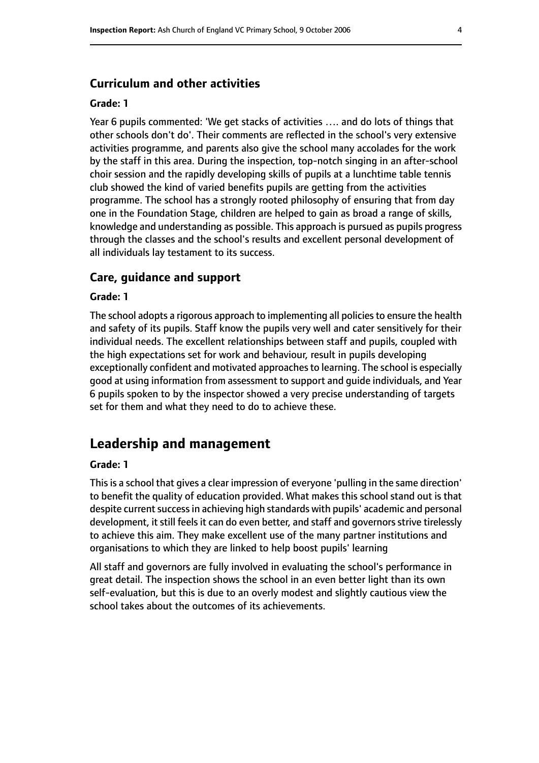### Curriculum and other activities

#### Grade: 1

Year 6 pupils commented: 'We get stacks of activities .... and do lots of things that other schools don't do'. Their comments are reflected in the school's very extensive activities programme, and parents also give the school many accolades for the work by the staff in this area. During the inspection, top-notch singing in an after-school choir session and the rapidly developing skills of pupils at a lunchtime table tennis club showed the kind of varied benefits pupils are getting from the activities programme. The school has a strongly rooted philosophy of ensuring that from day one in the Foundation Stage, children are helped to gain as broad a range of skills, knowledge and understanding as possible. This approach is pursued as pupils progress through the classes and the school's results and excellent personal development of all individuals lay testament to its success.

### Care, guidance and support

#### Grade: 1

The school adopts a rigorous approach to implementing all policies to ensure the health and safety of its pupils. Staff know the pupils very well and cater sensitively for their individual needs. The excellent relationships between staff and pupils, coupled with the high expectations set for work and behaviour, result in pupils developing exceptionally confident and motivated approaches to learning. The school is especially good at using information from assessment to support and guide individuals, and Year 6 pupils spoken to by the inspector showed a very precise understanding of targets set for them and what they need to do to achieve these.

## Leadership and management

#### Grade: 1

This is a school that gives a clear impression of everyone 'pulling in the same direction' to benefit the quality of education provided. What makes this school stand out is that despite current success in achieving high standards with pupils' academic and personal development, it still feels it can do even better, and staff and governors strive tirelessly to achieve this aim. They make excellent use of the many partner institutions and organisations to which they are linked to help boost pupils' learning

All staff and governors are fully involved in evaluating the school's performance in great detail. The inspection shows the school in an even better light than its own self-evaluation, but this is due to an overly modest and slightly cautious view the school takes about the outcomes of its achievements.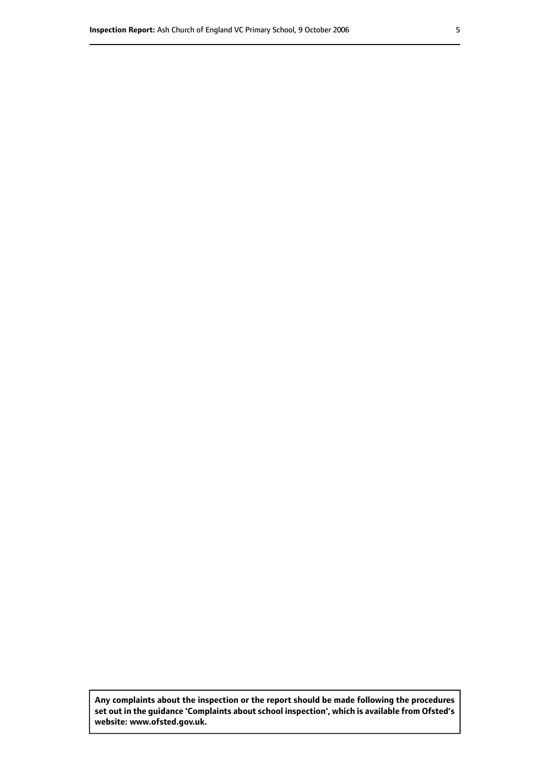**Any complaints about the inspection or the report should be made following the procedures set out in the guidance 'Complaints about school inspection', which is available from Ofsted's website: www.ofsted.gov.uk.**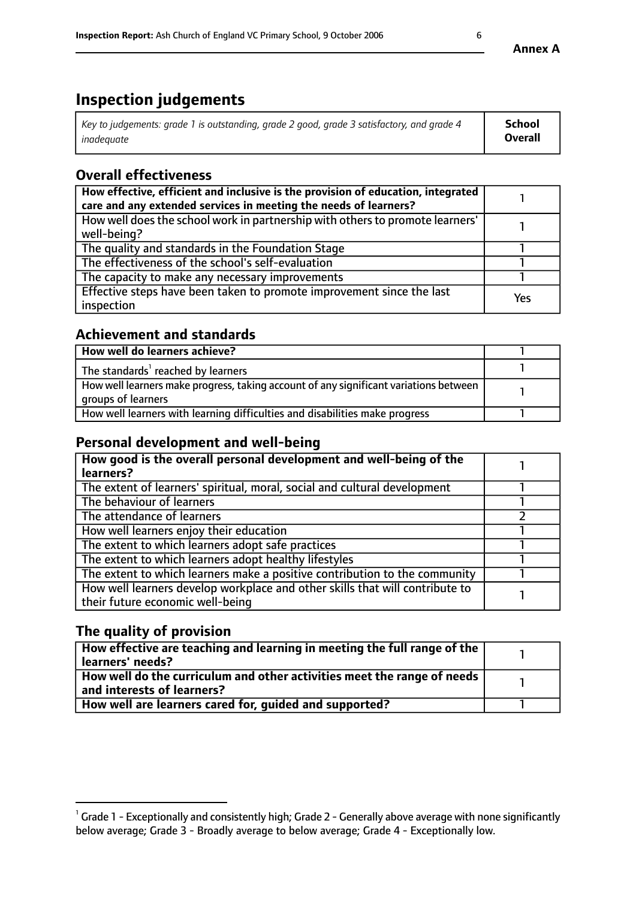# Inspection judgements

| *Key to judgements: grade 1 is outstanding, grade 2 good, grade 3 satisfactory, and grade 4 inadequate* | **School Overall** |
|---|---|

## Overall effectiveness

| | |
|---|---|
| **How effective, efficient and inclusive is the provision of education, integrated care and any extended services in meeting the needs of learners?** | 1 |
| How well does the school work in partnership with others to promote learners' well-being? | 1 |
| The quality and standards in the Foundation Stage | 1 |
| The effectiveness of the school's self-evaluation | 1 |
| The capacity to make any necessary improvements | 1 |
| Effective steps have been taken to promote improvement since the last inspection | Yes |

## Achievement and standards

| | |
|---|---|
| **How well do learners achieve?** | 1 |
| The standards[1] reached by learners | 1 |
| How well learners make progress, taking account of any significant variations between groups of learners | 1 |
| How well learners with learning difficulties and disabilities make progress | 1 |

## Personal development and well-being

| | |
|---|---|
| **How good is the overall personal development and well-being of the learners?** | 1 |
| The extent of learners' spiritual, moral, social and cultural development | 1 |
| The behaviour of learners | 1 |
| The attendance of learners | 2 |
| How well learners enjoy their education | 1 |
| The extent to which learners adopt safe practices | 1 |
| The extent to which learners adopt healthy lifestyles | 1 |
| The extent to which learners make a positive contribution to the community | 1 |
| How well learners develop workplace and other skills that will contribute to their future economic well-being | 1 |

## The quality of provision

| | |
|---|---|
| **How effective are teaching and learning in meeting the full range of the learners' needs?** | 1 |
| **How well do the curriculum and other activities meet the range of needs and interests of learners?** | 1 |
| **How well are learners cared for, guided and supported?** | 1 |

[1] Grade 1 - Exceptionally and consistently high; Grade 2 - Generally above average with none significantly below average; Grade 3 - Broadly average to below average; Grade 4 - Exceptionally low.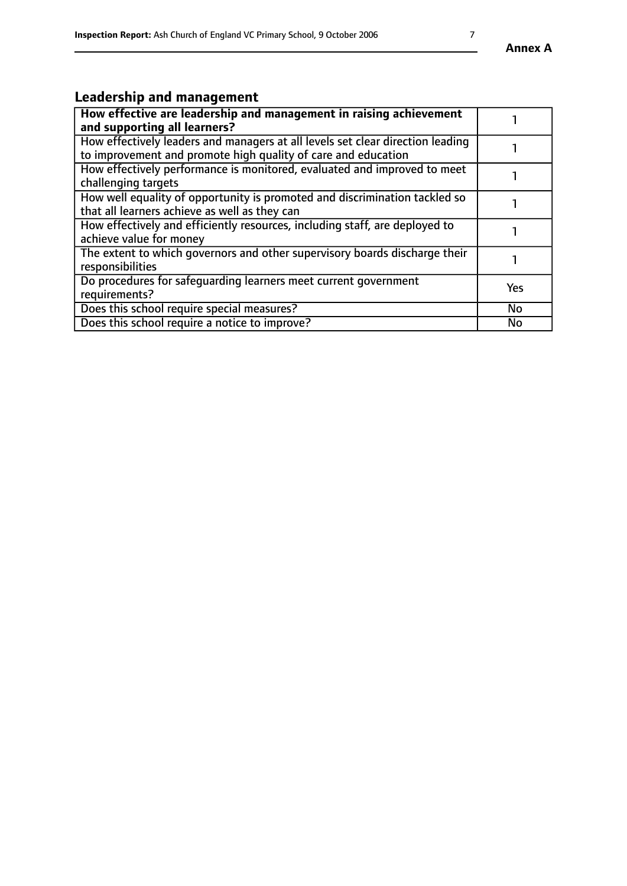## Leadership and management

| **How effective are leadership and management in raising achievement and supporting all learners?** | 1 |
|---|---|
| How effectively leaders and managers at all levels set clear direction leading to improvement and promote high quality of care and education | 1 |
| How effectively performance is monitored, evaluated and improved to meet challenging targets | 1 |
| How well equality of opportunity is promoted and discrimination tackled so that all learners achieve as well as they can | 1 |
| How effectively and efficiently resources, including staff, are deployed to achieve value for money | 1 |
| The extent to which governors and other supervisory boards discharge their responsibilities | 1 |
| Do procedures for safeguarding learners meet current government requirements? | Yes |
| Does this school require special measures? | No |
| Does this school require a notice to improve? | No |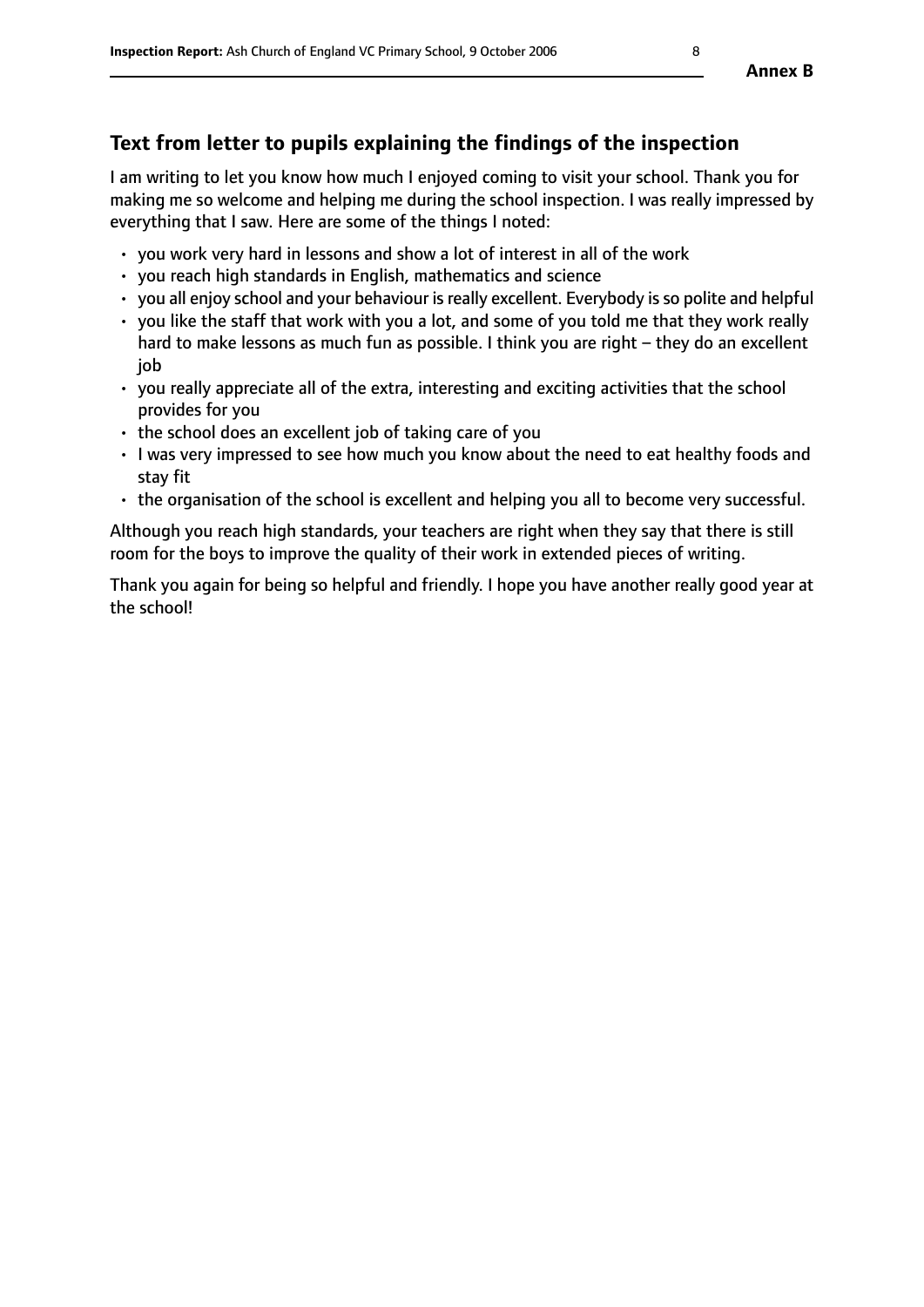## Text from letter to pupils explaining the findings of the inspection

I am writing to let you know how much I enjoyed coming to visit your school. Thank you for making me so welcome and helping me during the school inspection. I was really impressed by everything that I saw. Here are some of the things I noted:

- you work very hard in lessons and show a lot of interest in all of the work
- you reach high standards in English, mathematics and science
- you all enjoy school and your behaviour is really excellent. Everybody is so polite and helpful
- you like the staff that work with you a lot, and some of you told me that they work really hard to make lessons as much fun as possible. I think you are right – they do an excellent job
- you really appreciate all of the extra, interesting and exciting activities that the school provides for you
- the school does an excellent job of taking care of you
- I was very impressed to see how much you know about the need to eat healthy foods and stay fit
- the organisation of the school is excellent and helping you all to become very successful.

Although you reach high standards, your teachers are right when they say that there is still room for the boys to improve the quality of their work in extended pieces of writing.

Thank you again for being so helpful and friendly. I hope you have another really good year at the school!